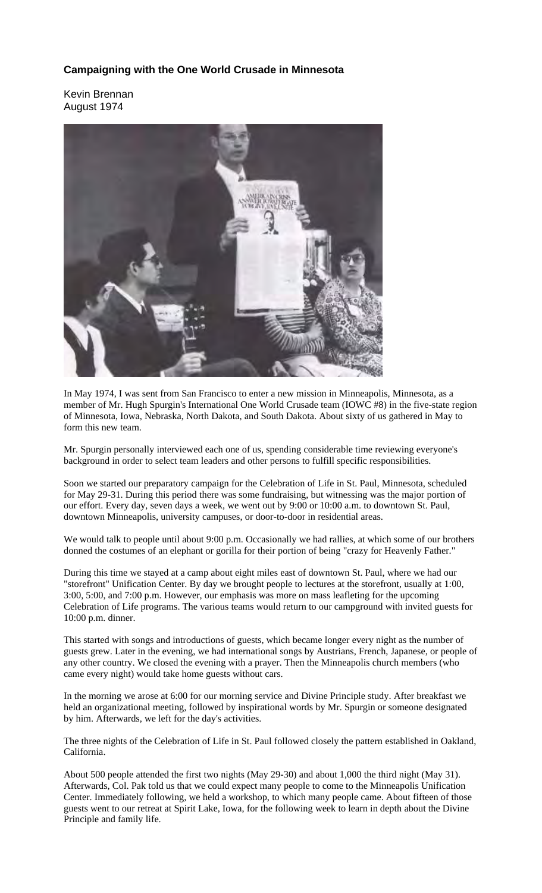**Campaigning with the One World Crusade in Minnesota**

Kevin Brennan
August 1974

In May 1974, I was sent from San Francisco to enter a new mission in Minneapolis, Minnesota, as a member of Mr. Hugh Spurgin's International One World Crusade team (IOWC #8) in the five-state region of Minnesota, Iowa, Nebraska, North Dakota, and South Dakota. About sixty of us gathered in May to form this new team.

Mr. Spurgin personally interviewed each one of us, spending considerable time reviewing everyone's background in order to select team leaders and other persons to fulfill specific responsibilities.

Soon we started our preparatory campaign for the Celebration of Life in St. Paul, Minnesota, scheduled for May 29-31. During this period there was some fundraising, but witnessing was the major portion of our effort. Every day, seven days a week, we went out by 9:00 or 10:00 a.m. to downtown St. Paul, downtown Minneapolis, university campuses, or door-to-door in residential areas.

We would talk to people until about 9:00 p.m. Occasionally we had rallies, at which some of our brothers donned the costumes of an elephant or gorilla for their portion of being "crazy for Heavenly Father."

During this time we stayed at a camp about eight miles east of downtown St. Paul, where we had our "storefront" Unification Center. By day we brought people to lectures at the storefront, usually at 1:00, 3:00, 5:00, and 7:00 p.m. However, our emphasis was more on mass leafleting for the upcoming Celebration of Life programs. The various teams would return to our campground with invited guests for 10:00 p.m. dinner.

This started with songs and introductions of guests, which became longer every night as the number of guests grew. Later in the evening, we had international songs by Austrians, French, Japanese, or people of any other country. We closed the evening with a prayer. Then the Minneapolis church members (who came every night) would take home guests without cars.

In the morning we arose at 6:00 for our morning service and Divine Principle study. After breakfast we held an organizational meeting, followed by inspirational words by Mr. Spurgin or someone designated by him. Afterwards, we left for the day's activities.

The three nights of the Celebration of Life in St. Paul followed closely the pattern established in Oakland, California.

About 500 people attended the first two nights (May 29-30) and about 1,000 the third night (May 31). Afterwards, Col. Pak told us that we could expect many people to come to the Minneapolis Unification Center. Immediately following, we held a workshop, to which many people came. About fifteen of those guests went to our retreat at Spirit Lake, Iowa, for the following week to learn in depth about the Divine Principle and family life.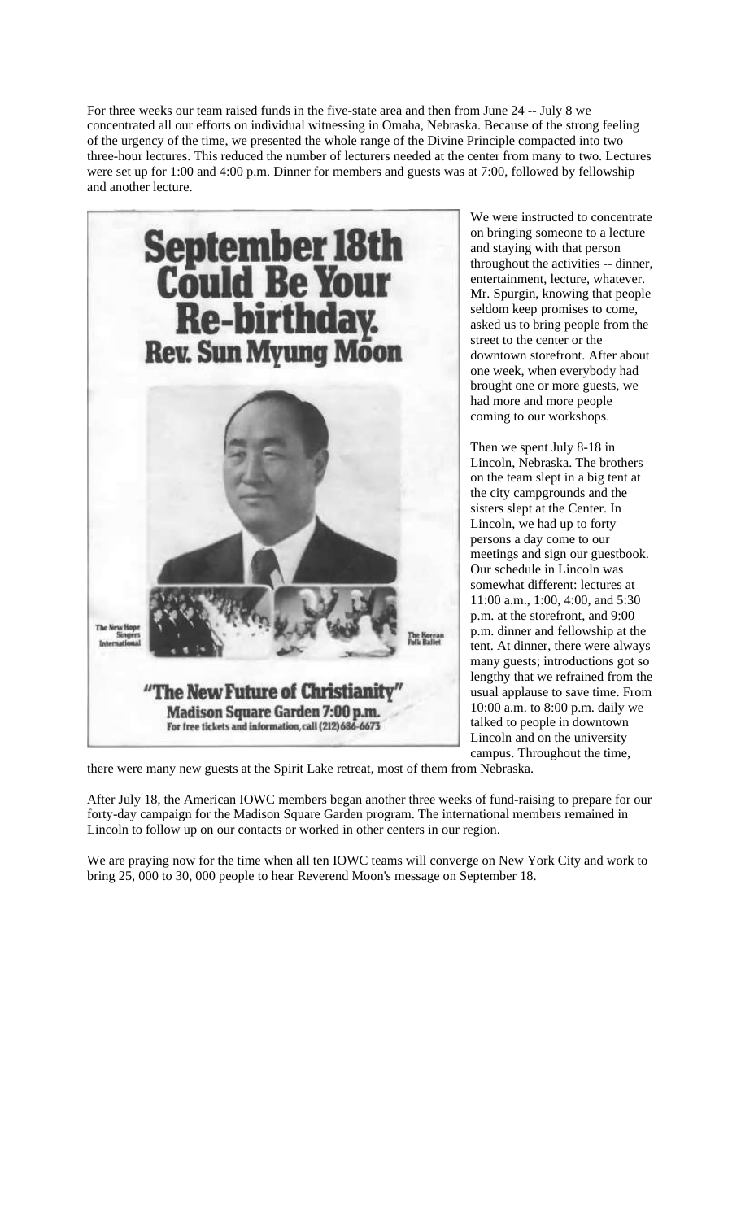For three weeks our team raised funds in the five-state area and then from June 24 -- July 8 we concentrated all our efforts on individual witnessing in Omaha, Nebraska. Because of the strong feeling of the urgency of the time, we presented the whole range of the Divine Principle compacted into two three-hour lectures. This reduced the number of lecturers needed at the center from many to two. Lectures were set up for 1:00 and 4:00 p.m. Dinner for members and guests was at 7:00, followed by fellowship and another lecture.

September 18th Could Be Your Re-birthday.
Rev. Sun Myung Moon

The New Hope Singers International

The Korean Folk Ballet

"The New Future of Christianity"
Madison Square Garden 7:00 p.m.
For free tickets and information, call (212) 686-6673

We were instructed to concentrate on bringing someone to a lecture and staying with that person throughout the activities -- dinner, entertainment, lecture, whatever. Mr. Spurgin, knowing that people seldom keep promises to come, asked us to bring people from the street to the center or the downtown storefront. After about one week, when everybody had brought one or more guests, we had more and more people coming to our workshops.

Then we spent July 8-18 in Lincoln, Nebraska. The brothers on the team slept in a big tent at the city campgrounds and the sisters slept at the Center. In Lincoln, we had up to forty persons a day come to our meetings and sign our guestbook. Our schedule in Lincoln was somewhat different: lectures at 11:00 a.m., 1:00, 4:00, and 5:30 p.m. at the storefront, and 9:00 p.m. dinner and fellowship at the tent. At dinner, there were always many guests; introductions got so lengthy that we refrained from the usual applause to save time. From 10:00 a.m. to 8:00 p.m. daily we talked to people in downtown Lincoln and on the university campus. Throughout the time, there were many new guests at the Spirit Lake retreat, most of them from Nebraska.

After July 18, the American IOWC members began another three weeks of fund-raising to prepare for our forty-day campaign for the Madison Square Garden program. The international members remained in Lincoln to follow up on our contacts or worked in other centers in our region.

We are praying now for the time when all ten IOWC teams will converge on New York City and work to bring 25, 000 to 30, 000 people to hear Reverend Moon's message on September 18.